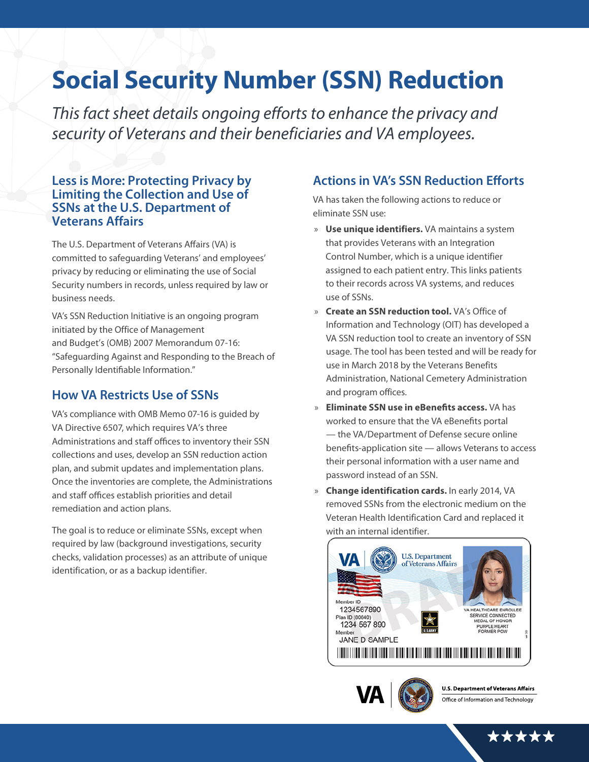# Social Security Number (SSN) Reduction

*This fact sheet details ongoing efforts to enhance the privacy and security of Veterans and their beneficiaries and VA employees.*

## Less is More: Protecting Privacy by Limiting the Collection and Use of SSNs at the U.S. Department of Veterans Affairs

The U.S. Department of Veterans Affairs (VA) is committed to safeguarding Veterans' and employees' privacy by reducing or eliminating the use of Social Security numbers in records, unless required by law or business needs.

VA's SSN Reduction Initiative is an ongoing program initiated by the Office of Management and Budget's (OMB) 2007 Memorandum 07-16: "Safeguarding Against and Responding to the Breach of Personally Identifiable Information."

## How VA Restricts Use of SSNs

VA's compliance with OMB Memo 07-16 is guided by VA Directive 6507, which requires VA's three Administrations and staff offices to inventory their SSN collections and uses, develop an SSN reduction action plan, and submit updates and implementation plans. Once the inventories are complete, the Administrations and staff offices establish priorities and detail remediation and action plans.

The goal is to reduce or eliminate SSNs, except when required by law (background investigations, security checks, validation processes) as an attribute of unique identification, or as a backup identifier.

## Actions in VA's SSN Reduction Efforts

VA has taken the following actions to reduce or eliminate SSN use:

- **Use unique identifiers.** VA maintains a system that provides Veterans with an Integration Control Number, which is a unique identifier assigned to each patient entry. This links patients to their records across VA systems, and reduces use of SSNs.
- **Create an SSN reduction tool.** VA's Office of Information and Technology (OIT) has developed a VA SSN reduction tool to create an inventory of SSN usage. The tool has been tested and will be ready for use in March 2018 by the Veterans Benefits Administration, National Cemetery Administration and program offices.
- **Eliminate SSN use in eBenefits access.** VA has worked to ensure that the VA eBenefits portal — the VA/Department of Defense secure online benefits-application site — allows Veterans to access their personal information with a user name and password instead of an SSN.
- **Change identification cards.** In early 2014, VA removed SSNs from the electronic medium on the Veteran Health Identification Card and replaced it with an internal identifier.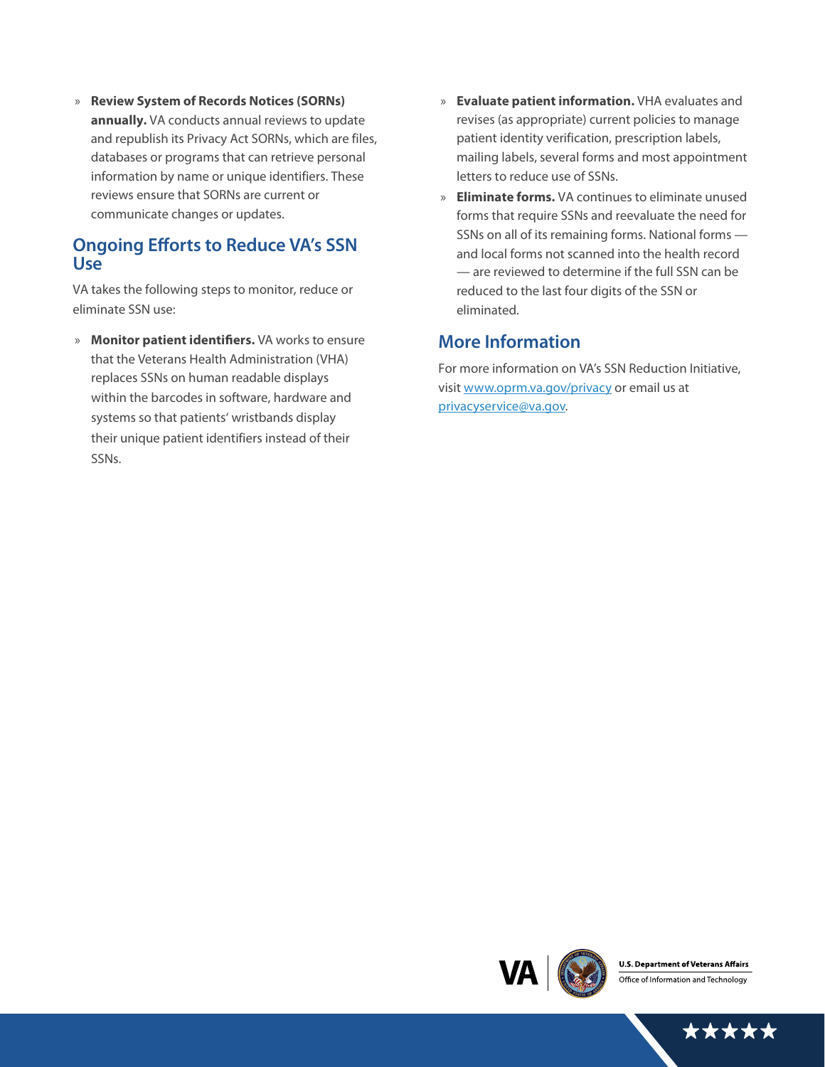- **Review System of Records Notices (SORNs) annually.** VA conducts annual reviews to update and republish its Privacy Act SORNs, which are files, databases or programs that can retrieve personal information by name or unique identifiers. These reviews ensure that SORNs are current or communicate changes or updates.

## Ongoing Efforts to Reduce VA's SSN Use

VA takes the following steps to monitor, reduce or eliminate SSN use:

- **Monitor patient identifiers.** VA works to ensure that the Veterans Health Administration (VHA) replaces SSNs on human readable displays within the barcodes in software, hardware and systems so that patients' wristbands display their unique patient identifiers instead of their SSNs.
- **Evaluate patient information.** VHA evaluates and revises (as appropriate) current policies to manage patient identity verification, prescription labels, mailing labels, several forms and most appointment letters to reduce use of SSNs.
- **Eliminate forms.** VA continues to eliminate unused forms that require SSNs and reevaluate the need for SSNs on all of its remaining forms. National forms — and local forms not scanned into the health record — are reviewed to determine if the full SSN can be reduced to the last four digits of the SSN or eliminated.

## More Information

For more information on VA's SSN Reduction Initiative, visit [www.oprm.va.gov/privacy](www.oprm.va.gov/privacy) or email us at [privacyservice@va.gov](mailto:privacyservice@va.gov).

**U.S. Department of Veterans Affairs**
Office of Information and Technology